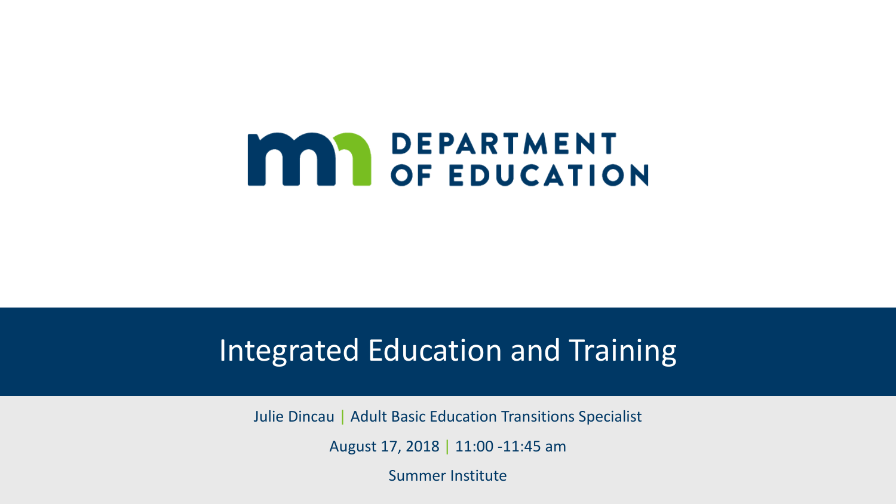# DEPARTMENT OF EDUCATION

## Integrated Education and Training

Julie Dincau | Adult Basic Education Transitions Specialist

August 17, 2018 | 11:00 -11:45 am

Summer Institute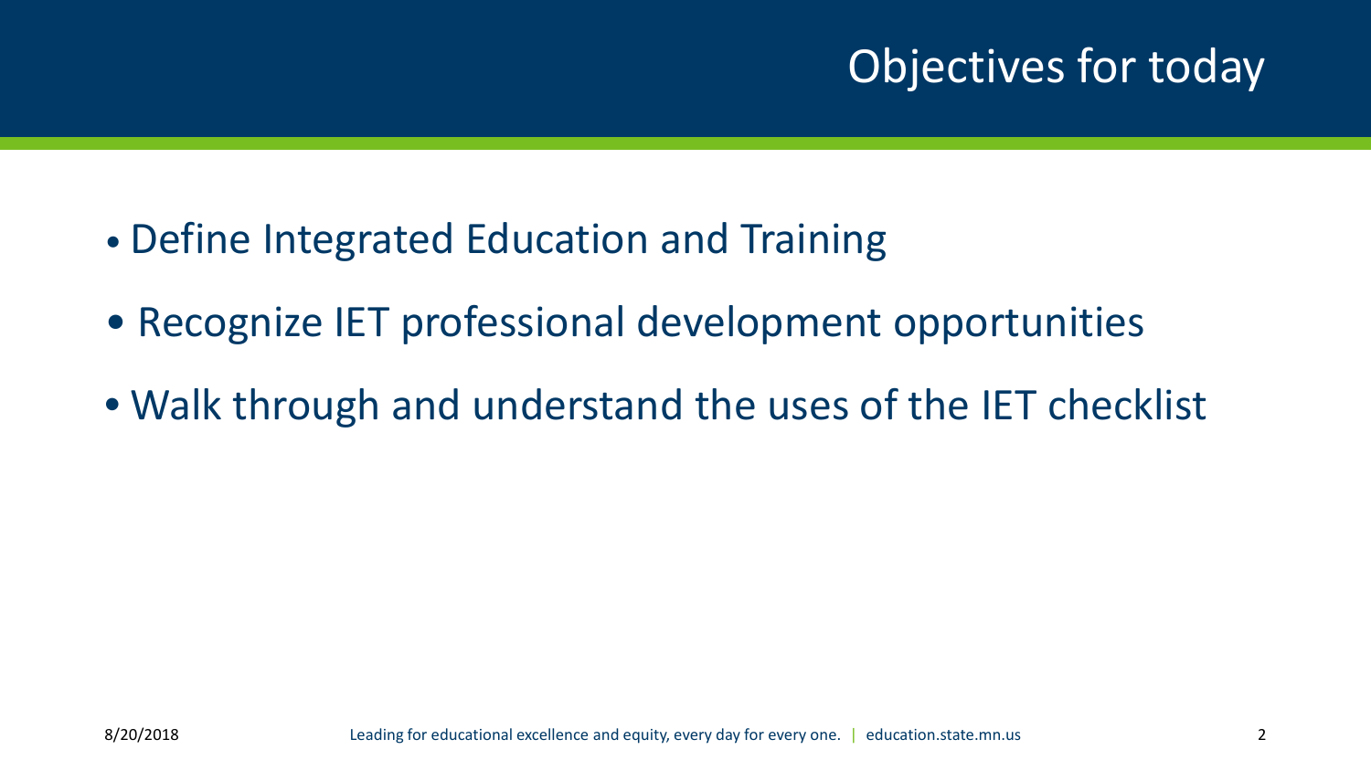# Objectives for today

- Define Integrated Education and Training
- Recognize IET professional development opportunities
- Walk through and understand the uses of the IET checklist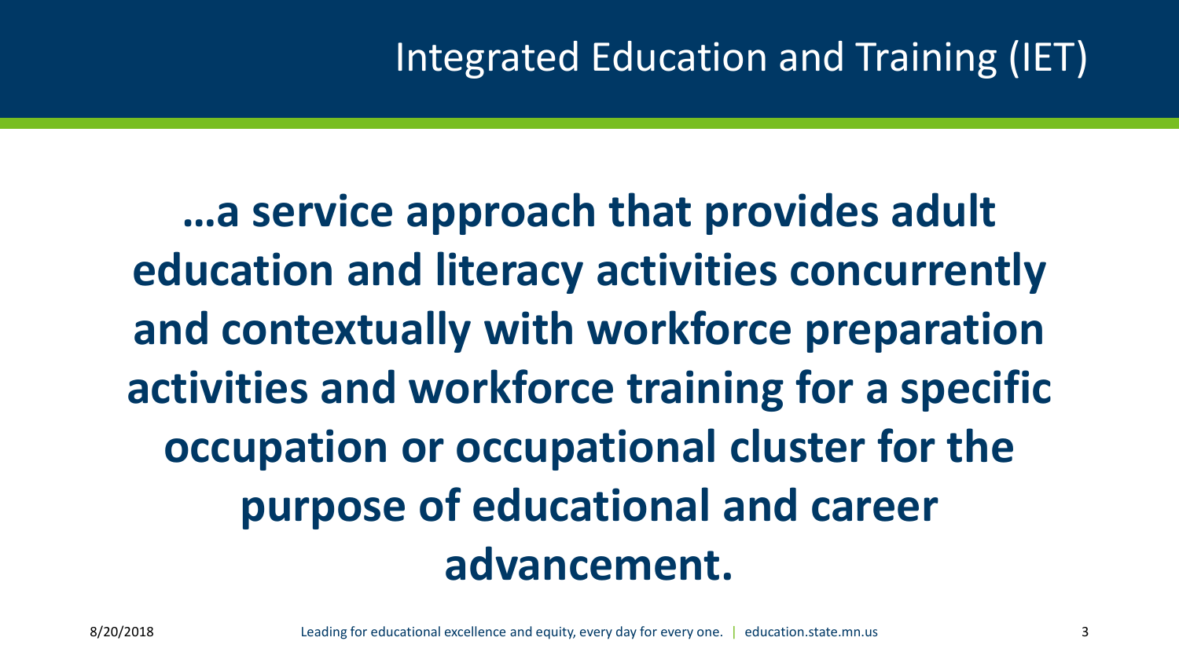# Integrated Education and Training (IET)

**…a service approach that provides adult education and literacy activities concurrently and contextually with workforce preparation activities and workforce training for a specific occupation or occupational cluster for the purpose of educational and career advancement.**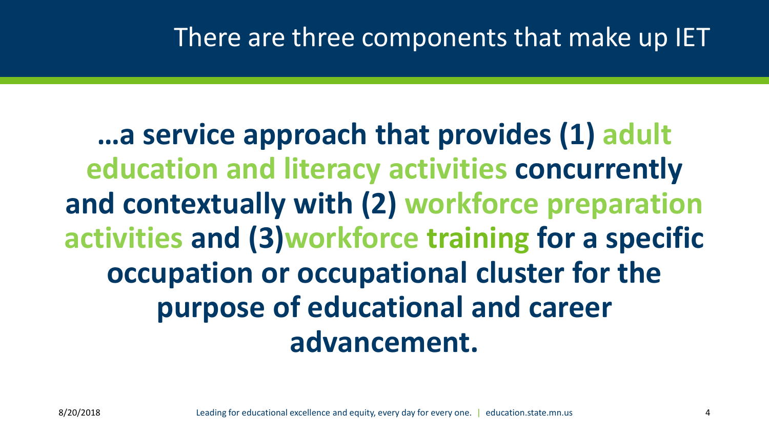# There are three components that make up IET

**…a service approach that provides (1) adult education and literacy activities concurrently and contextually with (2) workforce preparation activities and (3)workforce training for a specific occupation or occupational cluster for the purpose of educational and career advancement.**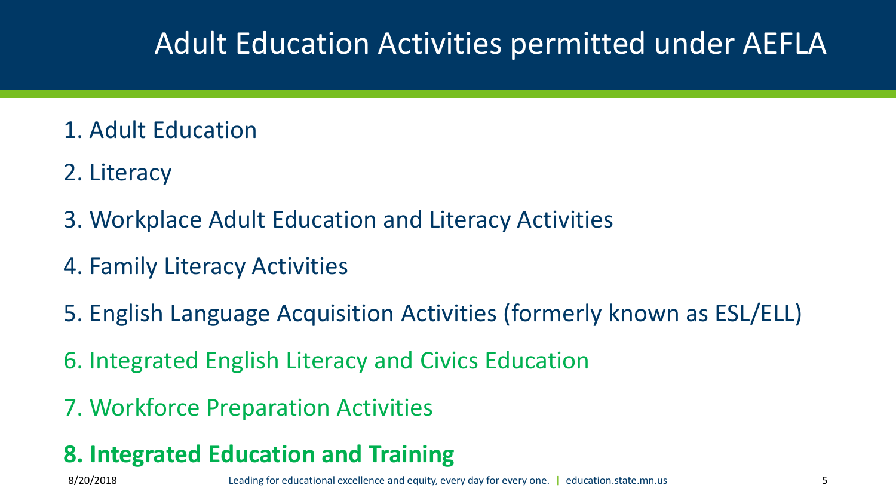# Adult Education Activities permitted under AEFLA

1. Adult Education
2. Literacy
3. Workplace Adult Education and Literacy Activities
4. Family Literacy Activities
5. English Language Acquisition Activities (formerly known as ESL/ELL)
6. Integrated English Literacy and Civics Education
7. Workforce Preparation Activities
8. **Integrated Education and Training**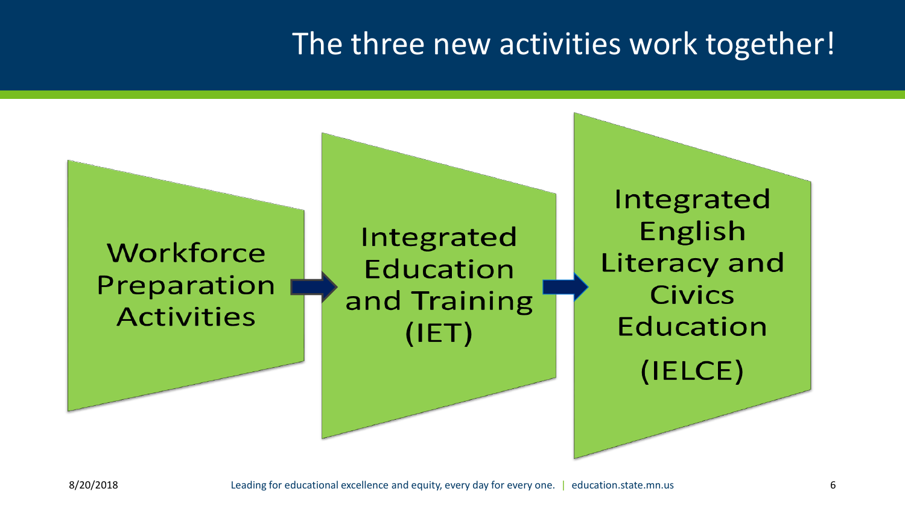# The three new activities work together!

Workforce Preparation Activities → Integrated Education and Training (IET) → Integrated English Literacy and Civics Education (IELCE)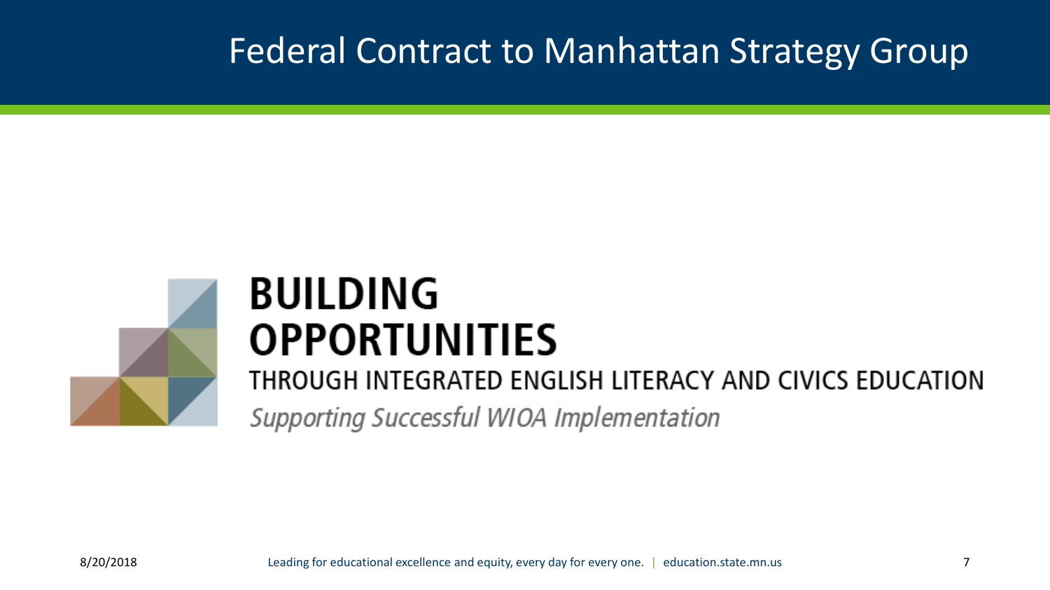# Federal Contract to Manhattan Strategy Group

**BUILDING OPPORTUNITIES**

THROUGH INTEGRATED ENGLISH LITERACY AND CIVICS EDUCATION

*Supporting Successful WIOA Implementation*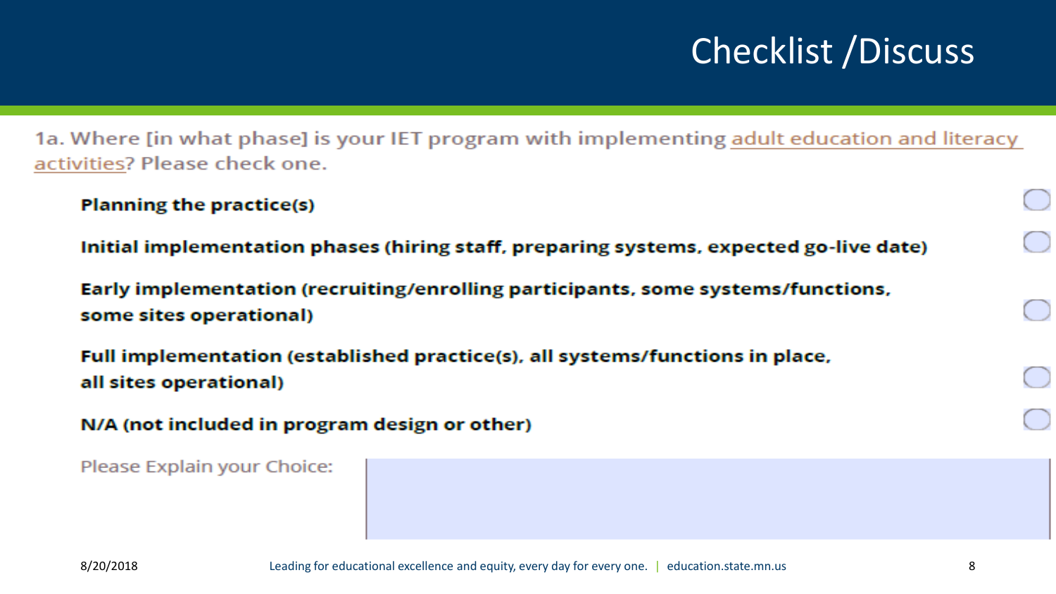# Checklist /Discuss

1a. Where [in what phase] is your IET program with implementing adult education and literacy activities? Please check one.

- **Planning the practice(s)** ◯
- **Initial implementation phases (hiring staff, preparing systems, expected go-live date)** ◯
- **Early implementation (recruiting/enrolling participants, some systems/functions, some sites operational)** ◯
- **Full implementation (established practice(s), all systems/functions in place, all sites operational)** ◯
- **N/A (not included in program design or other)** ◯

Please Explain your Choice: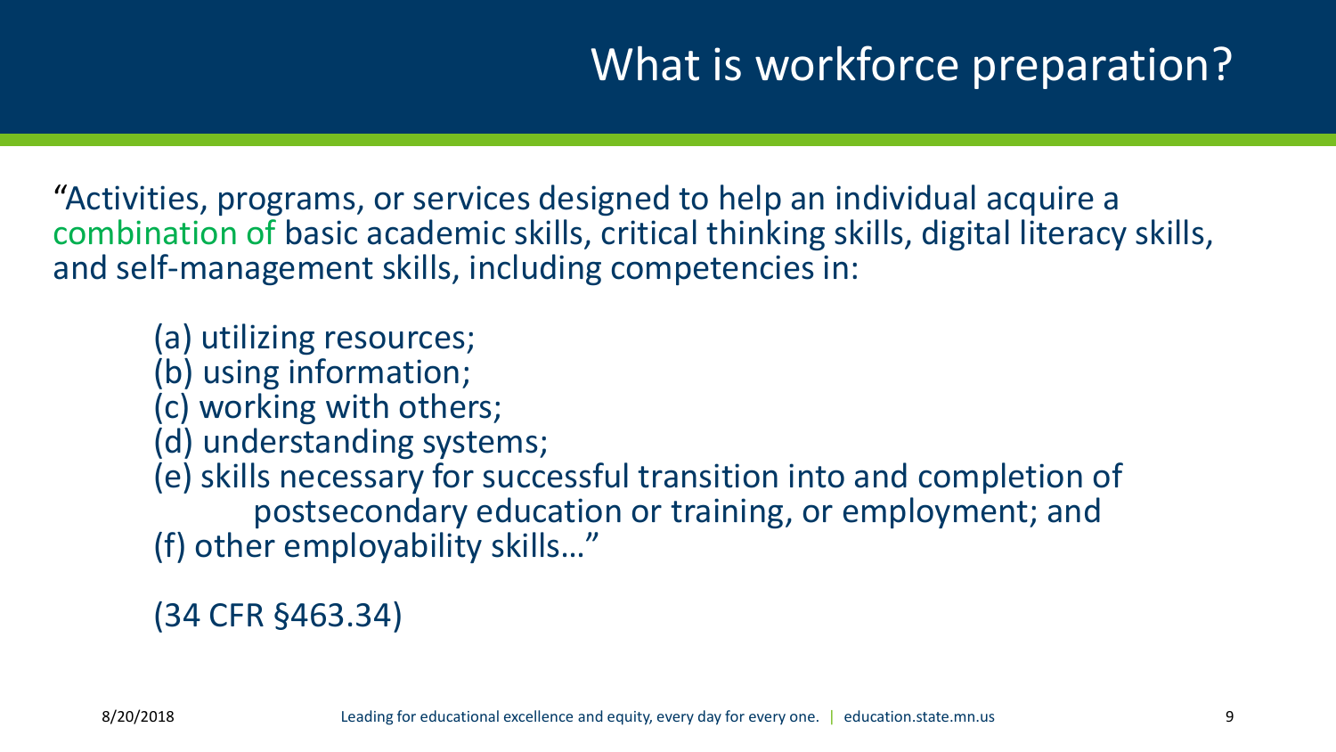# What is workforce preparation?

"Activities, programs, or services designed to help an individual acquire a combination of basic academic skills, critical thinking skills, digital literacy skills, and self-management skills, including competencies in:

(a) utilizing resources;
(b) using information;
(c) working with others;
(d) understanding systems;
(e) skills necessary for successful transition into and completion of postsecondary education or training, or employment; and
(f) other employability skills…"

(34 CFR §463.34)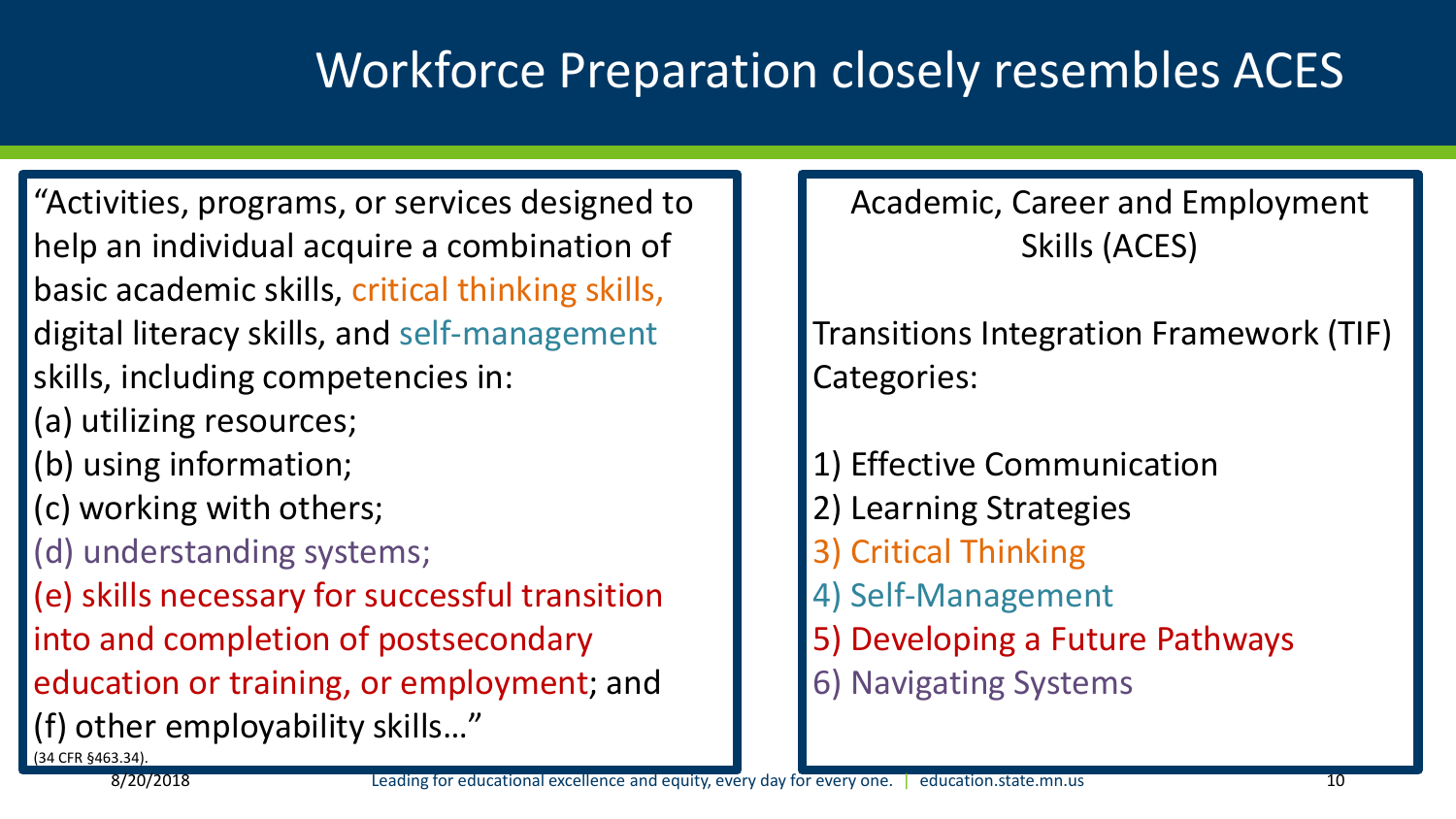# Workforce Preparation closely resembles ACES

"Activities, programs, or services designed to help an individual acquire a combination of basic academic skills, critical thinking skills, digital literacy skills, and self-management skills, including competencies in:

(a) utilizing resources;
(b) using information;
(c) working with others;
(d) understanding systems;
(e) skills necessary for successful transition into and completion of postsecondary education or training, or employment; and
(f) other employability skills…"

(34 CFR §463.34).

Academic, Career and Employment Skills (ACES)

Transitions Integration Framework (TIF) Categories:

1) Effective Communication
2) Learning Strategies
3) Critical Thinking
4) Self-Management
5) Developing a Future Pathways
6) Navigating Systems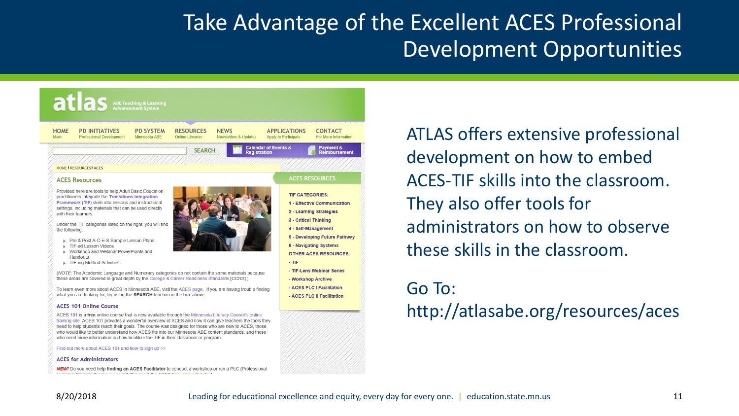# Take Advantage of the Excellent ACES Professional Development Opportunities

atlas ABE Teaching & Learning Advancement System

HOME Main | PD INITIATIVES Professional Development | PD SYSTEM Minnesota ABE | RESOURCES Online Libraries | NEWS Newsletters & Updates | APPLICATIONS Apply to Participate | CONTACT For More Information

SEARCH | Calendar of Events & Registration | Payment & Reimbursement

HOME › RESOURCES › ACES

## ACES Resources

Provided here are tools to help Adult Basic Education practitioners integrate the **Transitions Integration Framework (TIF)** skills into lessons and instructional settings, including materials that can be used directly with their learners.

Under the TIF categories listed on the right, you will find the following:

- Pre & Post A-C-E-S Sample Lesson Plans
- TIF-ed Lesson Videos
- Workshop and Webinar PowerPoints and Handouts
- TIF-ing Method Activities

(*NOTE:* The Academic Language and Numeracy categories do not contain the same materials because these areas are covered in great depth by the College & Career Readiness Standards [CCRS].)

To learn even more about ACES in Minnesota ABE, visit the ACES page. If you are having trouble finding what you are looking for, try using the **SEARCH** function in the box above.

### ACES 101 Online Course

ACES 101 is a **free** online course that is now available through the Minnesota Literacy Council's online training site. ACES 101 provides a wonderful overview of ACES and how it can give teachers the tools they need to help students reach their goals. The course was designed for those who are new to ACES, those who would like to better understand how ACES fits into our Minnesota ABE content standards, and those who need more information on how to utilize the TIF in their classroom or program.

Find out more about ACES 101 and how to sign up >>

### ACES for Administrators

***NEW!*** Do you need help **finding an ACES Facilitator** to conduct a workshop or run a PLC (Professional

**ACES RESOURCES**

TIF CATEGORIES:

1 - Effective Communication
2 - Learning Strategies
3 - Critical Thinking
4 - Self-Management
5 - Developing Future Pathway
6 - Navigating Systems

OTHER ACES RESOURCES:

- TIF
- TIF-Lens Webinar Series
- Workshop Archive
- ACES PLC I Facilitation
- ACES PLC II Facilitation

ATLAS offers extensive professional development on how to embed ACES-TIF skills into the classroom. They also offer tools for administrators on how to observe these skills in the classroom.

Go To: http://atlasabe.org/resources/aces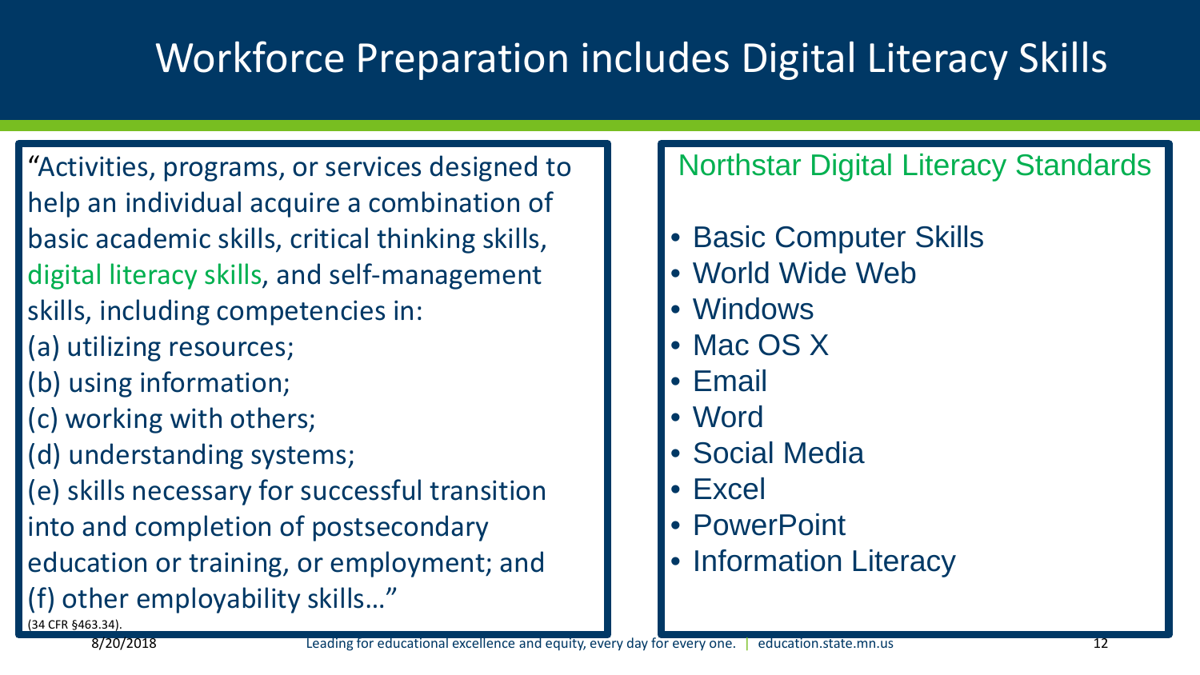# Workforce Preparation includes Digital Literacy Skills

"Activities, programs, or services designed to help an individual acquire a combination of basic academic skills, critical thinking skills, digital literacy skills, and self-management skills, including competencies in:

(a) utilizing resources;
(b) using information;
(c) working with others;
(d) understanding systems;
(e) skills necessary for successful transition into and completion of postsecondary education or training, or employment; and
(f) other employability skills…"

(34 CFR §463.34).

## Northstar Digital Literacy Standards

- Basic Computer Skills
- World Wide Web
- Windows
- Mac OS X
- Email
- Word
- Social Media
- Excel
- PowerPoint
- Information Literacy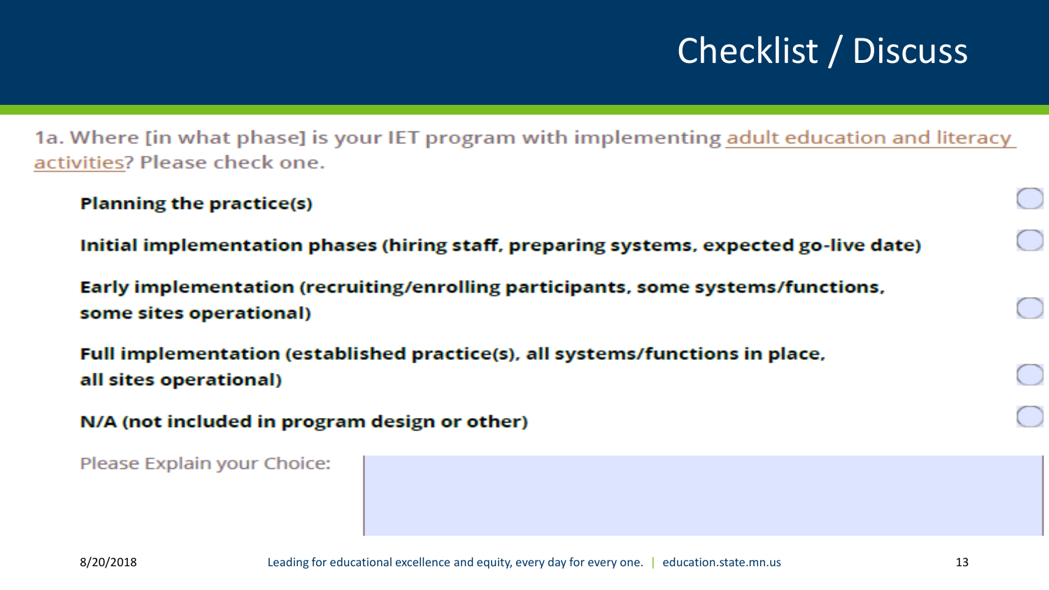# Checklist / Discuss

1a. Where [in what phase] is your IET program with implementing adult education and literacy activities? Please check one.

- **Planning the practice(s)** ◯
- **Initial implementation phases (hiring staff, preparing systems, expected go-live date)** ◯
- **Early implementation (recruiting/enrolling participants, some systems/functions, some sites operational)** ◯
- **Full implementation (established practice(s), all systems/functions in place, all sites operational)** ◯
- **N/A (not included in program design or other)** ◯

Please Explain your Choice: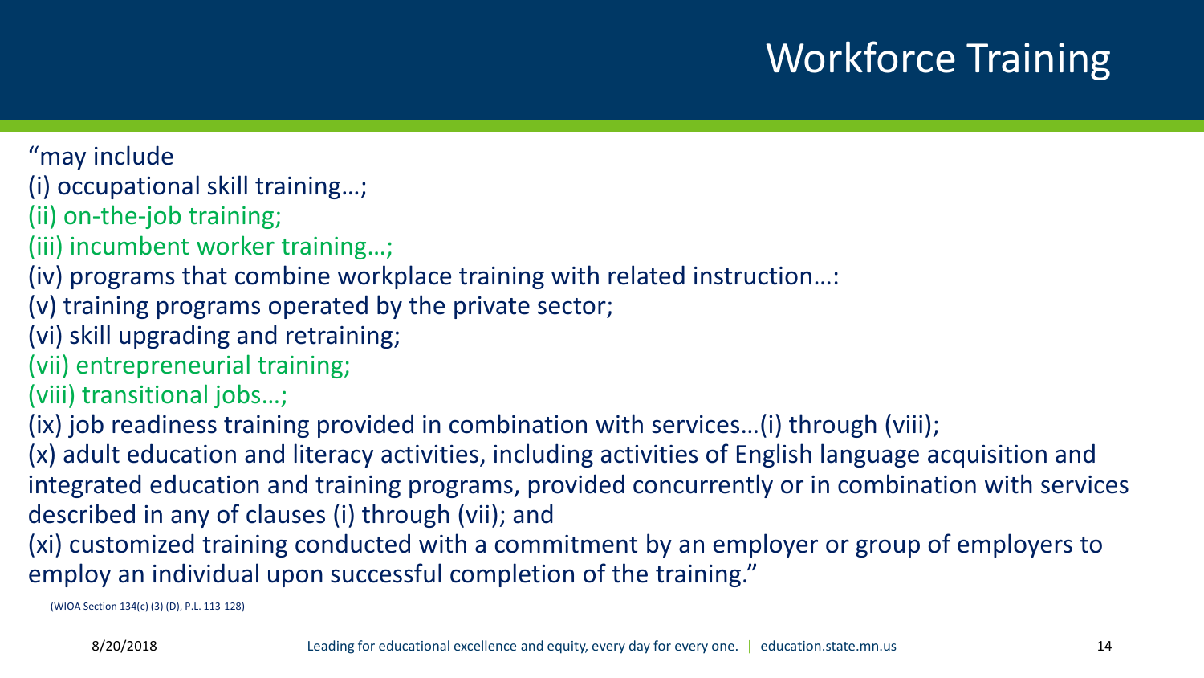# Workforce Training

"may include

(i) occupational skill training…;

(ii) on-the-job training;

(iii) incumbent worker training…;

(iv) programs that combine workplace training with related instruction…:

(v) training programs operated by the private sector;

(vi) skill upgrading and retraining;

(vii) entrepreneurial training;

(viii) transitional jobs…;

(ix) job readiness training provided in combination with services…(i) through (viii);

(x) adult education and literacy activities, including activities of English language acquisition and integrated education and training programs, provided concurrently or in combination with services described in any of clauses (i) through (vii); and

(xi) customized training conducted with a commitment by an employer or group of employers to employ an individual upon successful completion of the training."

(WIOA Section 134(c) (3) (D), P.L. 113-128)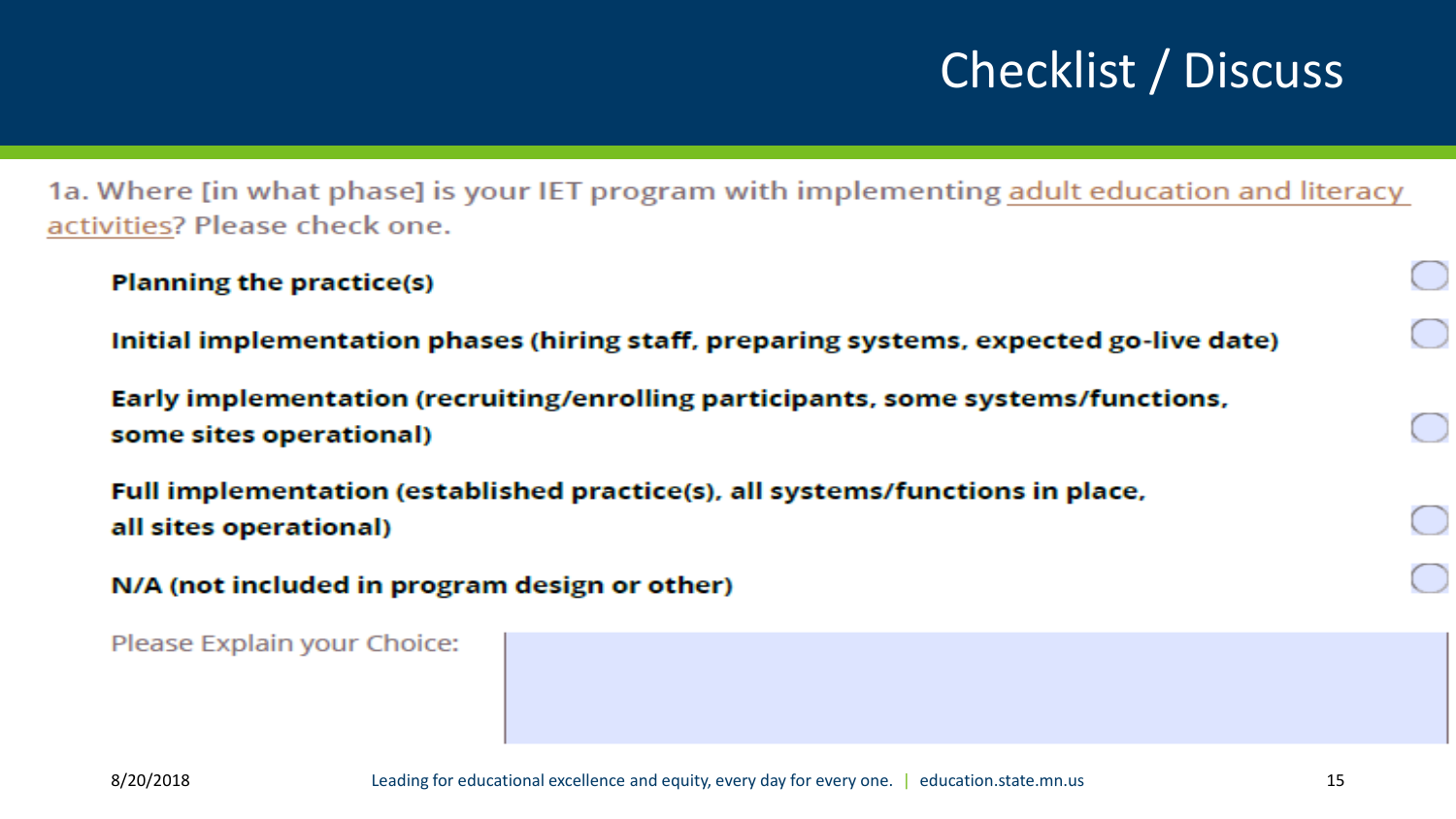# Checklist / Discuss

1a. Where [in what phase] is your IET program with implementing adult education and literacy activities? Please check one.

- **Planning the practice(s)** ◯
- **Initial implementation phases (hiring staff, preparing systems, expected go-live date)** ◯
- **Early implementation (recruiting/enrolling participants, some systems/functions, some sites operational)** ◯
- **Full implementation (established practice(s), all systems/functions in place, all sites operational)** ◯
- **N/A (not included in program design or other)** ◯

Please Explain your Choice: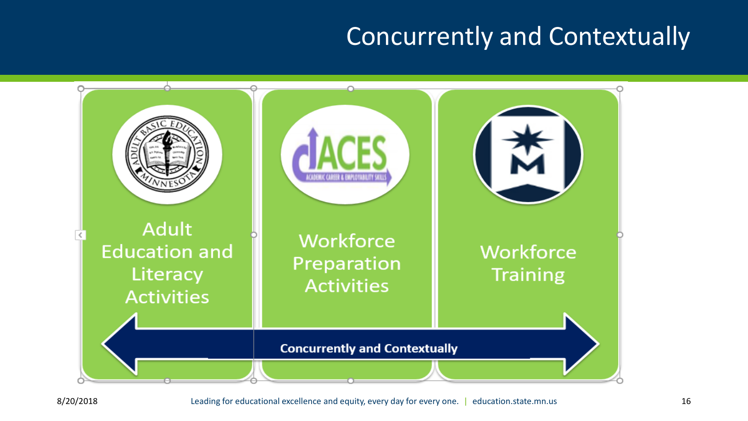# Concurrently and Contextually

- Adult Education and Literacy Activities
- Workforce Preparation Activities
- Workforce Training

**Concurrently and Contextually**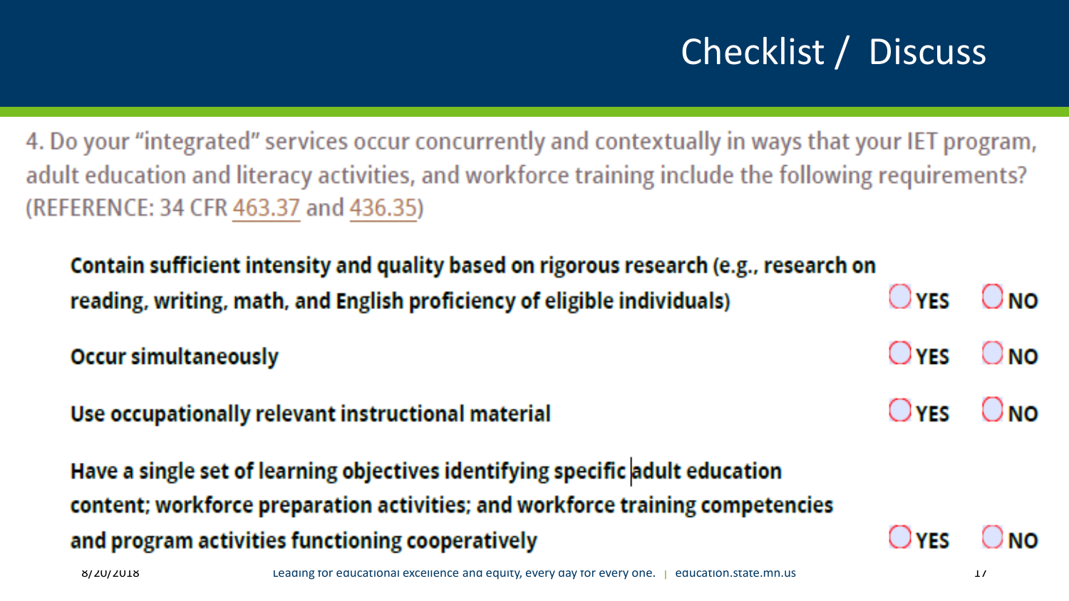# Checklist / Discuss

4. Do your "integrated" services occur concurrently and contextually in ways that your IET program, adult education and literacy activities, and workforce training include the following requirements? (REFERENCE: 34 CFR 463.37 and 436.35)

| Requirement | | |
|---|---|---|
| **Contain sufficient intensity and quality based on rigorous research (e.g., research on reading, writing, math, and English proficiency of eligible individuals)** | ◯ **YES** | ◯ **NO** |
| **Occur simultaneously** | ◯ **YES** | ◯ **NO** |
| **Use occupationally relevant instructional material** | ◯ **YES** | ◯ **NO** |
| **Have a single set of learning objectives identifying specific adult education content; workforce preparation activities; and workforce training competencies and program activities functioning cooperatively** | ◯ **YES** | ◯ **NO** |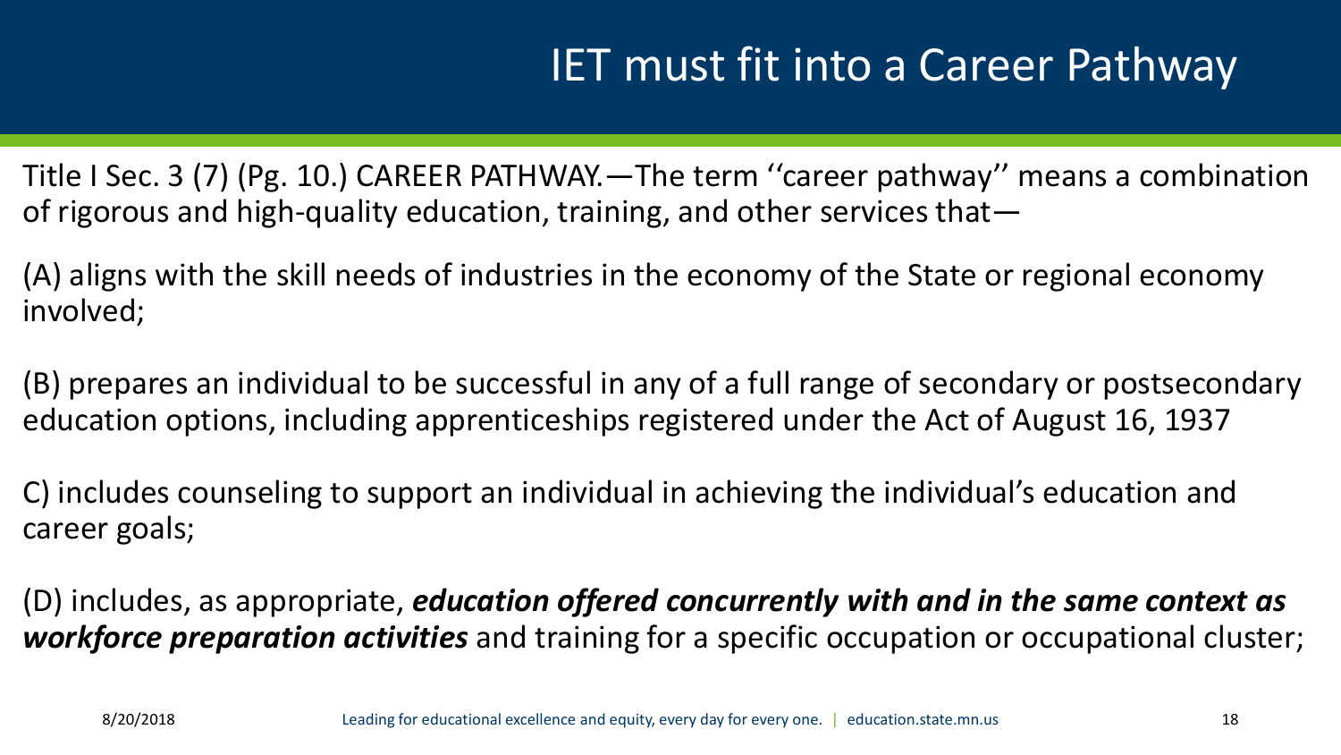# IET must fit into a Career Pathway

Title I Sec. 3 (7) (Pg. 10.) CAREER PATHWAY.—The term ''career pathway'' means a combination of rigorous and high-quality education, training, and other services that—

(A) aligns with the skill needs of industries in the economy of the State or regional economy involved;

(B) prepares an individual to be successful in any of a full range of secondary or postsecondary education options, including apprenticeships registered under the Act of August 16, 1937

C) includes counseling to support an individual in achieving the individual's education and career goals;

(D) includes, as appropriate, ***education offered concurrently with and in the same context as workforce preparation activities*** and training for a specific occupation or occupational cluster;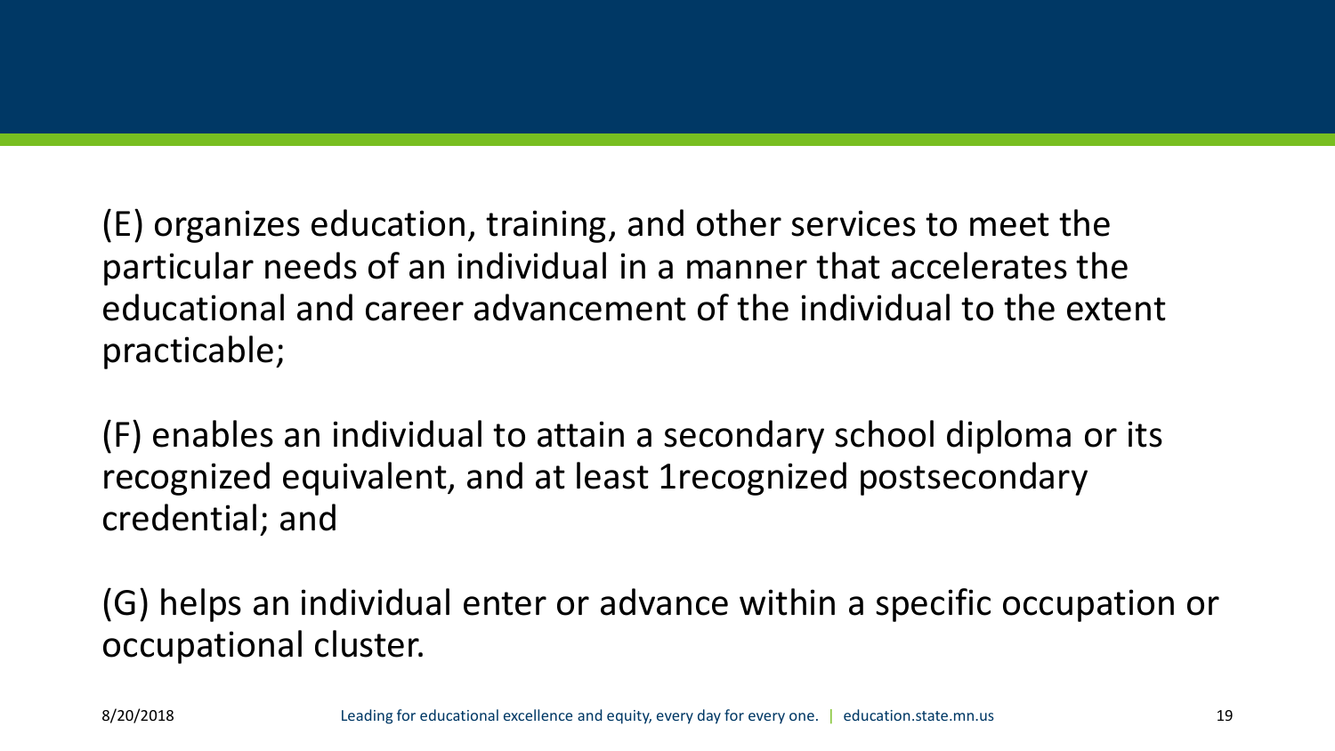(E) organizes education, training, and other services to meet the particular needs of an individual in a manner that accelerates the educational and career advancement of the individual to the extent practicable;

(F) enables an individual to attain a secondary school diploma or its recognized equivalent, and at least 1recognized postsecondary credential; and

(G) helps an individual enter or advance within a specific occupation or occupational cluster.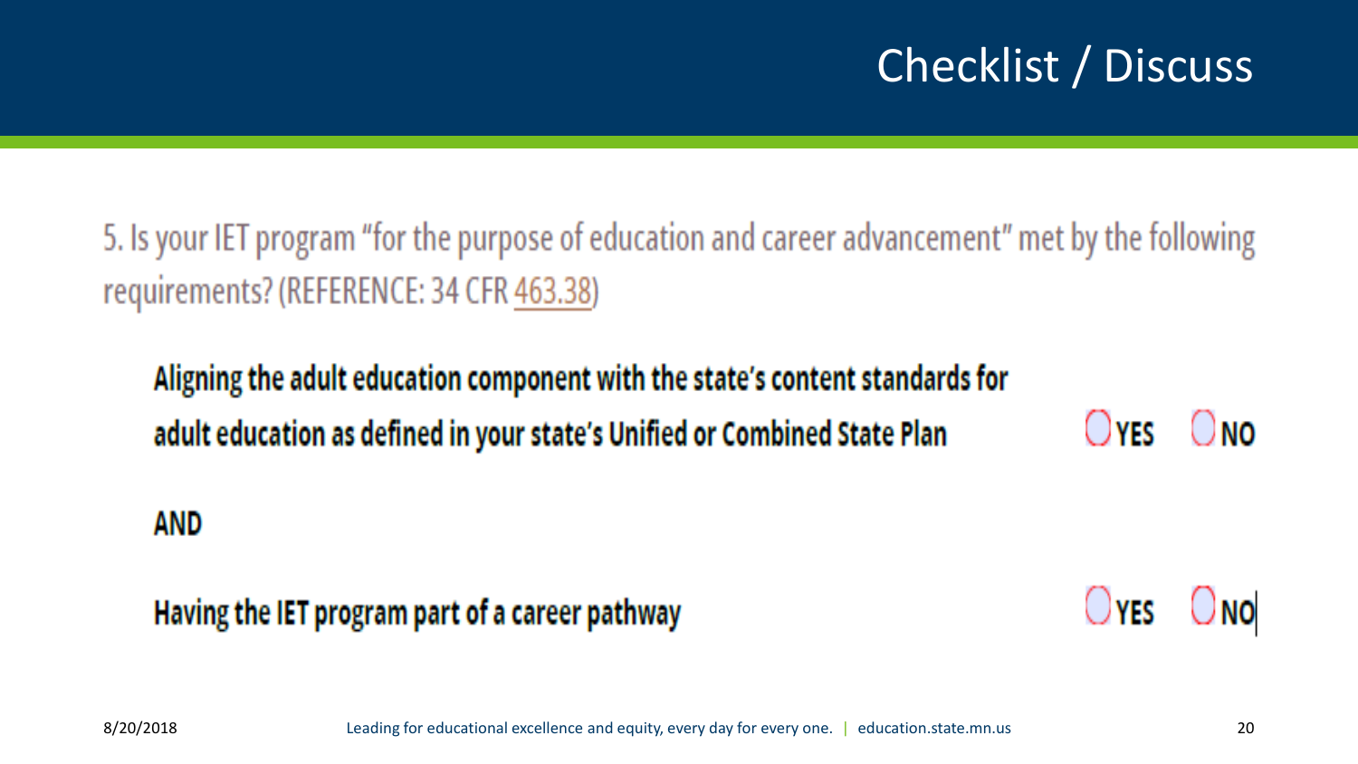# Checklist / Discuss

5. Is your IET program "for the purpose of education and career advancement" met by the following requirements? (REFERENCE: 34 CFR 463.38)

**Aligning the adult education component with the state's content standards for adult education as defined in your state's Unified or Combined State Plan** ○ **YES** ○ **NO**

**AND**

**Having the IET program part of a career pathway** ○ **YES** ○ **NO**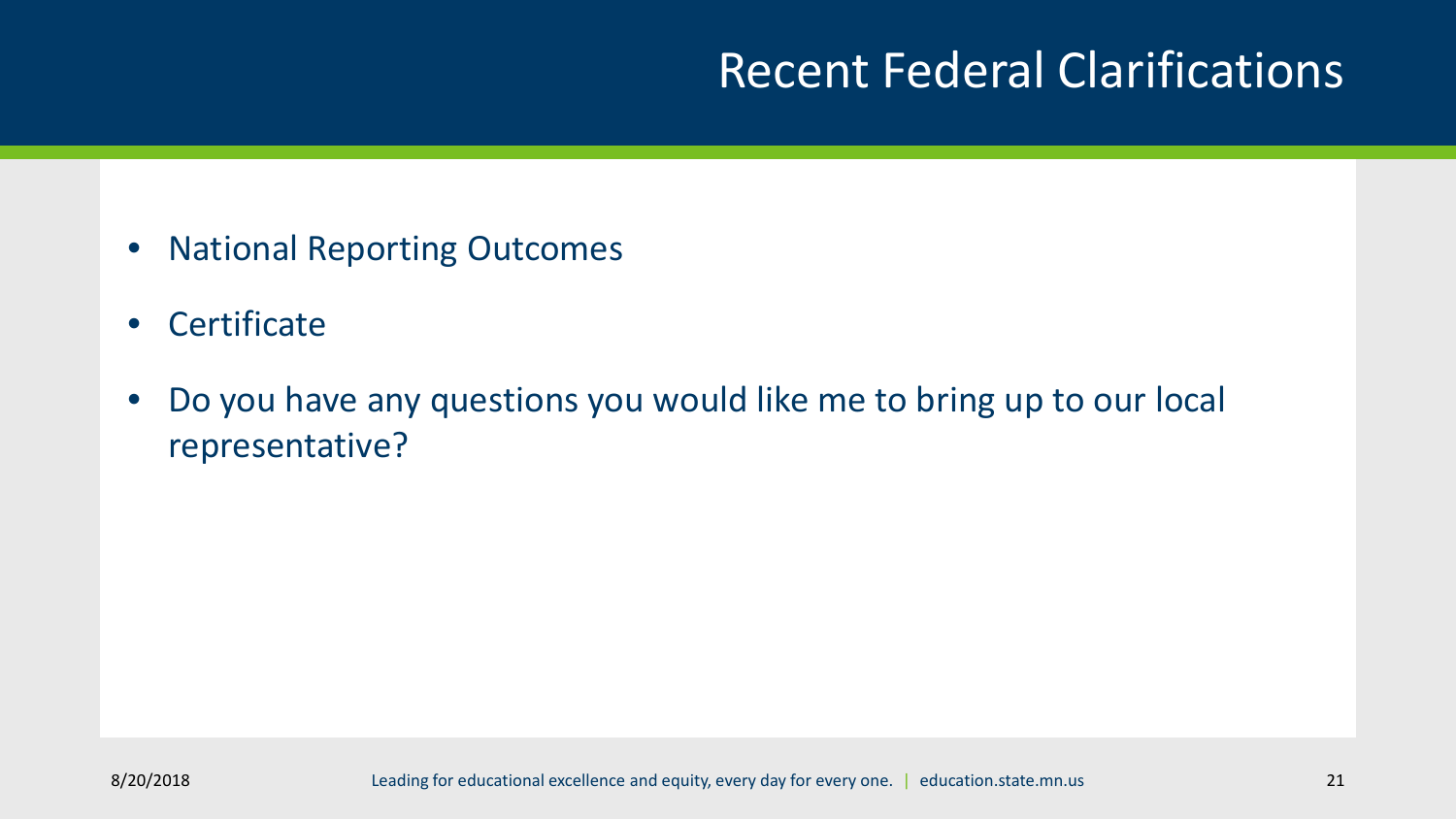# Recent Federal Clarifications

- National Reporting Outcomes
- Certificate
- Do you have any questions you would like me to bring up to our local representative?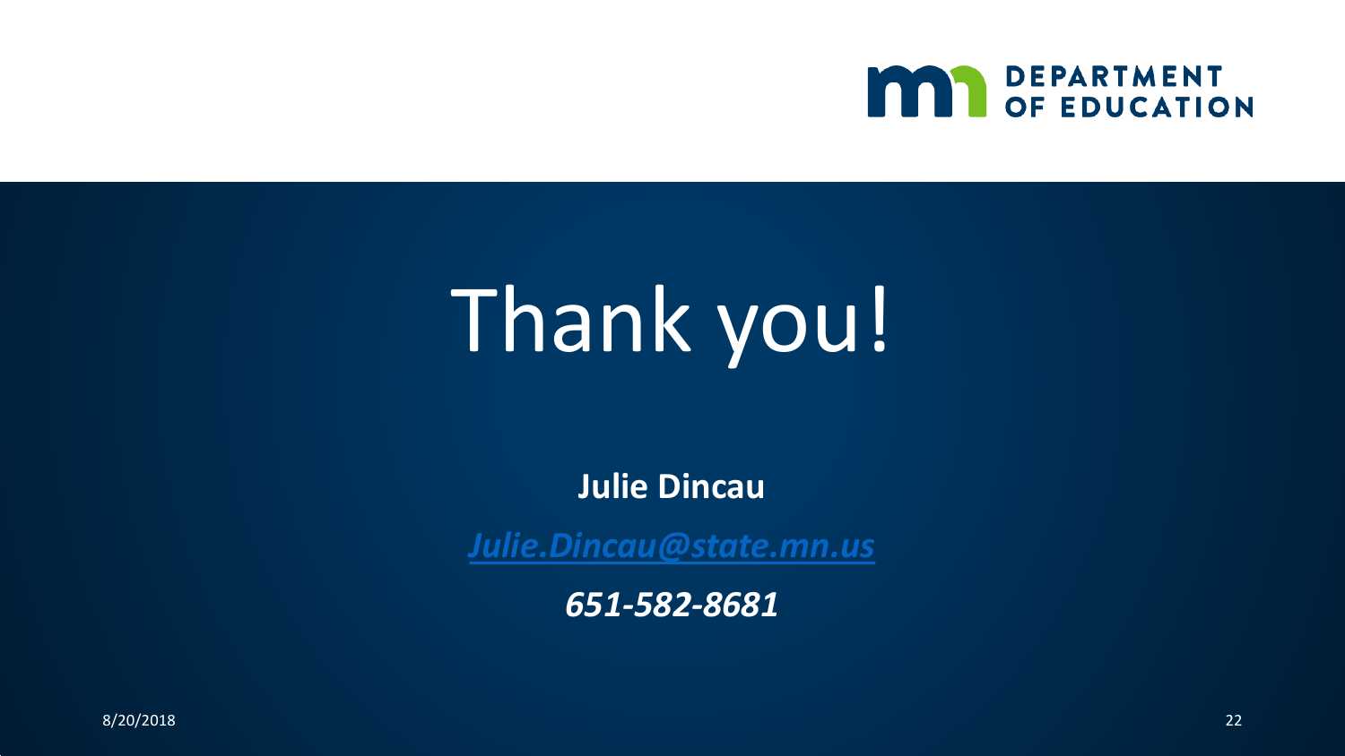# Thank you!

**Julie Dincau**

***[Julie.Dincau@state.mn.us](mailto:Julie.Dincau@state.mn.us)***

***651-582-8681***